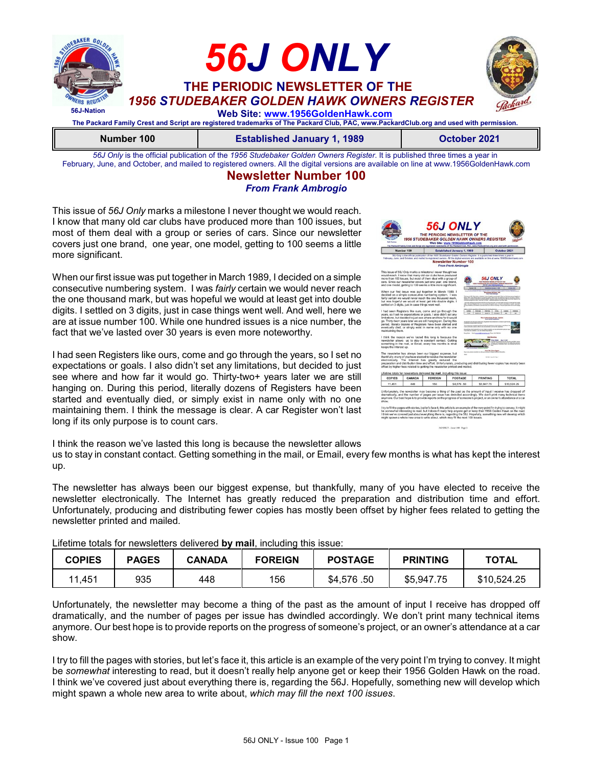# 56J ONLY

## THE PERIODIC NEWSLETTER OF THE 1956 STUDEBAKER GOLDEN HAWK OWNERS REGISTER

56J-Nation

Web Site: www.1956GoldenHawk.com

The Packard Family Crest and Script are registered trademarks of The Packard Club, PAC, www.PackardClub.org and used with permission.

| Number 100 | Established January 1, 1989 | October 2021 |
|---|---|---|

*56J Only* is the official publication of the *1956 Studebaker Golden Owners Register*. It is published three times a year in February, June, and October, and mailed to registered owners. All the digital versions are available on line at www.1956GoldenHawk.com

## Newsletter Number 100

*From Frank Ambrogio*

This issue of *56J Only* marks a milestone I never thought we would reach. I know that many old car clubs have produced more than 100 issues, but most of them deal with a group or series of cars. Since our newsletter covers just one brand, one year, one model, getting to 100 seems a little more significant.

When our first issue was put together in March 1989, I decided on a simple consecutive numbering system. I was *fairly* certain we would never reach the one thousand mark, but was hopeful we would at least get into double digits. I settled on 3 digits, just in case things went well. And well, here we are at issue number 100. While one hundred issues is a nice number, the fact that we've lasted over 30 years is even more noteworthy.

I had seen Registers like ours, come and go through the years, so I set no expectations or goals. I also didn't set any limitations, but decided to just see where and how far it would go. Thirty-two+ years later we are still hanging on. During this period, literally dozens of Registers have been started and eventually died, or simply exist in name only with no one maintaining them. I think the message is clear. A car Register won't last long if its only purpose is to count cars.

I think the reason we've lasted this long is because the newsletter allows us to stay in constant contact. Getting something in the mail, or Email, every few months is what has kept the interest up.

The newsletter has always been our biggest expense, but thankfully, many of you have elected to receive the newsletter electronically. The Internet has greatly reduced the preparation and distribution time and effort. Unfortunately, producing and distributing fewer copies has mostly been offset by higher fees related to getting the newsletter printed and mailed.

Lifetime totals for newsletters delivered **by mail**, including this issue:

| COPIES | PAGES | CANADA | FOREIGN | POSTAGE | PRINTING | TOTAL |
|---|---|---|---|---|---|---|
| 11,451 | 935 | 448 | 156 | $4,576 .50 | $5,947.75 | $10,524.25 |

Unfortunately, the newsletter may become a thing of the past as the amount of input I receive has dropped off dramatically, and the number of pages per issue has dwindled accordingly. We don't print many technical items anymore. Our best hope is to provide reports on the progress of someone's project, or an owner's attendance at a car show.

I try to fill the pages with stories, but let's face it, this article is an example of the very point I'm trying to convey. It might be *somewhat* interesting to read, but it doesn't really help anyone get or keep their 1956 Golden Hawk on the road. I think we've covered just about everything there is, regarding the 56J. Hopefully, something new will develop which might spawn a whole new area to write about, *which may fill the next 100 issues*.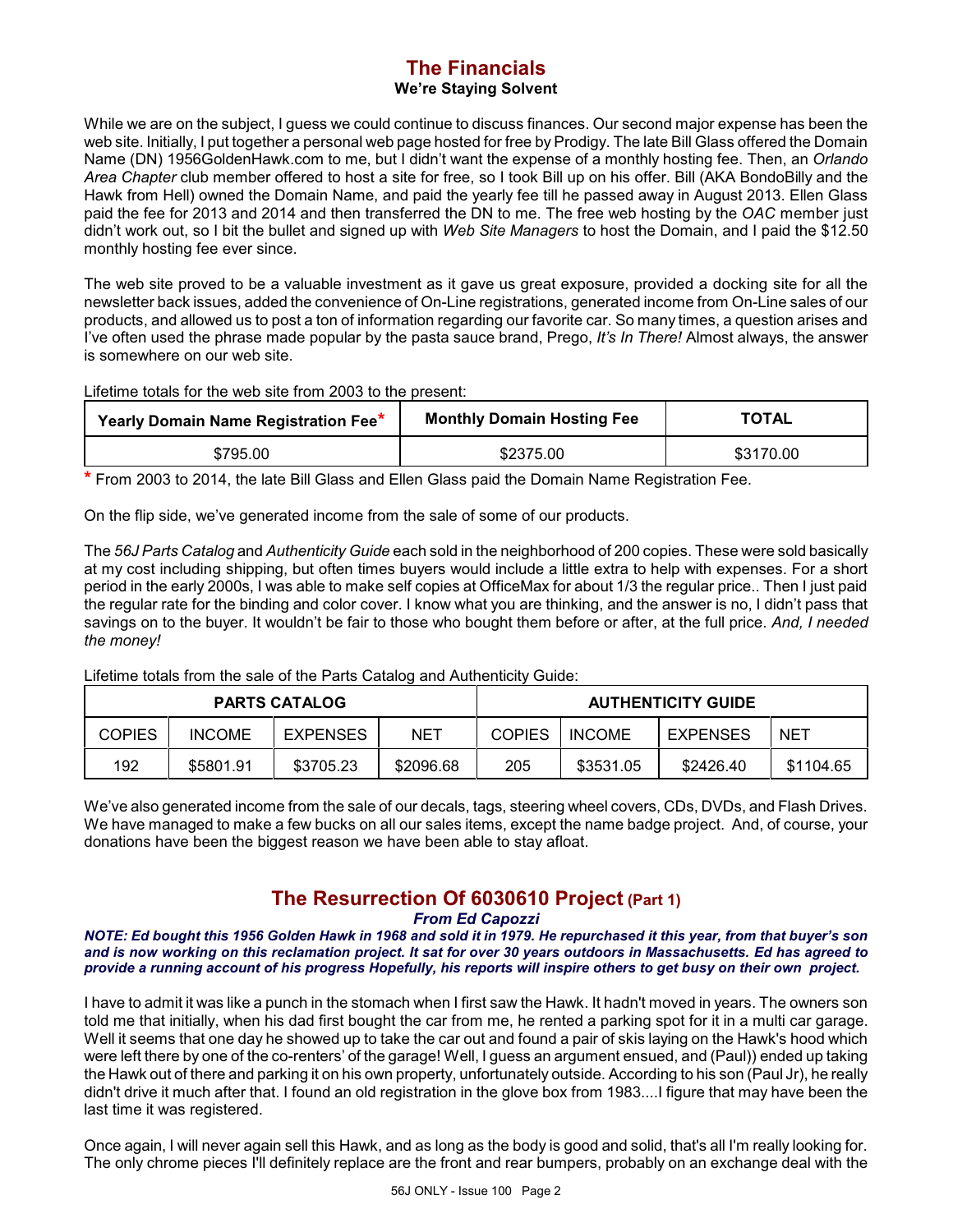## The Financials

**We're Staying Solvent**

While we are on the subject, I guess we could continue to discuss finances. Our second major expense has been the web site. Initially, I put together a personal web page hosted for free by Prodigy. The late Bill Glass offered the Domain Name (DN) 1956GoldenHawk.com to me, but I didn't want the expense of a monthly hosting fee. Then, an *Orlando Area Chapter* club member offered to host a site for free, so I took Bill up on his offer. Bill (AKA BondoBilly and the Hawk from Hell) owned the Domain Name, and paid the yearly fee till he passed away in August 2013. Ellen Glass paid the fee for 2013 and 2014 and then transferred the DN to me. The free web hosting by the *OAC* member just didn't work out, so I bit the bullet and signed up with *Web Site Managers* to host the Domain, and I paid the $12.50 monthly hosting fee ever since.

The web site proved to be a valuable investment as it gave us great exposure, provided a docking site for all the newsletter back issues, added the convenience of On-Line registrations, generated income from On-Line sales of our products, and allowed us to post a ton of information regarding our favorite car. So many times, a question arises and I've often used the phrase made popular by the pasta sauce brand, Prego, *It's In There!* Almost always, the answer is somewhere on our web site.

Lifetime totals for the web site from 2003 to the present:

| Yearly Domain Name Registration Fee* | Monthly Domain Hosting Fee | TOTAL |
|---|---|---|
| $795.00 | $2375.00 | $3170.00 |

\* From 2003 to 2014, the late Bill Glass and Ellen Glass paid the Domain Name Registration Fee.

On the flip side, we've generated income from the sale of some of our products.

The *56J Parts Catalog* and *Authenticity Guide* each sold in the neighborhood of 200 copies. These were sold basically at my cost including shipping, but often times buyers would include a little extra to help with expenses. For a short period in the early 2000s, I was able to make self copies at OfficeMax for about 1/3 the regular price.. Then I just paid the regular rate for the binding and color cover. I know what you are thinking, and the answer is no, I didn't pass that savings on to the buyer. It wouldn't be fair to those who bought them before or after, at the full price. *And, I needed the money!*

Lifetime totals from the sale of the Parts Catalog and Authenticity Guide:

| PARTS CATALOG | | | | AUTHENTICITY GUIDE | | | |
|---|---|---|---|---|---|---|---|
| COPIES | INCOME | EXPENSES | NET | COPIES | INCOME | EXPENSES | NET |
| 192 | $5801.91 | $3705.23 | $2096.68 | 205 | $3531.05 | $2426.40 | $1104.65 |

We've also generated income from the sale of our decals, tags, steering wheel covers, CDs, DVDs, and Flash Drives. We have managed to make a few bucks on all our sales items, except the name badge project. And, of course, your donations have been the biggest reason we have been able to stay afloat.

## The Resurrection Of 6030610 Project (Part 1)

***From Ed Capozzi***

***NOTE: Ed bought this 1956 Golden Hawk in 1968 and sold it in 1979. He repurchased it this year, from that buyer's son and is now working on this reclamation project. It sat for over 30 years outdoors in Massachusetts. Ed has agreed to provide a running account of his progress Hopefully, his reports will inspire others to get busy on their own project.***

I have to admit it was like a punch in the stomach when I first saw the Hawk. It hadn't moved in years. The owners son told me that initially, when his dad first bought the car from me, he rented a parking spot for it in a multi car garage. Well it seems that one day he showed up to take the car out and found a pair of skis laying on the Hawk's hood which were left there by one of the co-renters' of the garage! Well, I guess an argument ensued, and (Paul)) ended up taking the Hawk out of there and parking it on his own property, unfortunately outside. According to his son (Paul Jr), he really didn't drive it much after that. I found an old registration in the glove box from 1983....I figure that may have been the last time it was registered.

Once again, I will never again sell this Hawk, and as long as the body is good and solid, that's all I'm really looking for. The only chrome pieces I'll definitely replace are the front and rear bumpers, probably on an exchange deal with the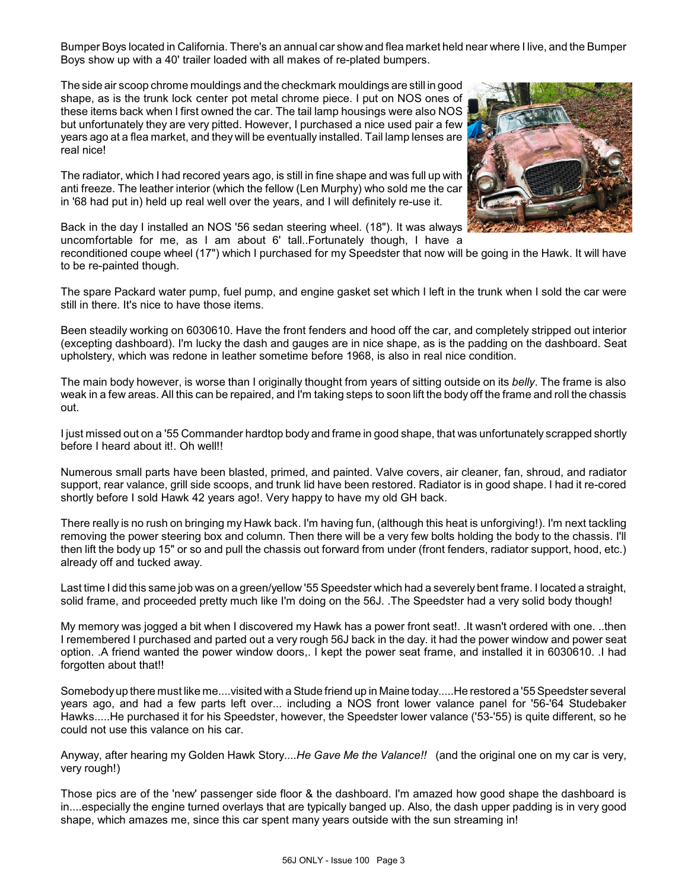Bumper Boys located in California. There's an annual car show and flea market held near where I live, and the Bumper Boys show up with a 40' trailer loaded with all makes of re-plated bumpers.

The side air scoop chrome mouldings and the checkmark mouldings are still in good shape, as is the trunk lock center pot metal chrome piece. I put on NOS ones of these items back when I first owned the car. The tail lamp housings were also NOS but unfortunately they are very pitted. However, I purchased a nice used pair a few years ago at a flea market, and they will be eventually installed. Tail lamp lenses are real nice!

The radiator, which I had recored years ago, is still in fine shape and was full up with anti freeze. The leather interior (which the fellow (Len Murphy) who sold me the car in '68 had put in) held up real well over the years, and I will definitely re-use it.

Back in the day I installed an NOS '56 sedan steering wheel. (18"). It was always uncomfortable for me, as I am about 6' tall..Fortunately though, I have a reconditioned coupe wheel (17") which I purchased for my Speedster that now will be going in the Hawk. It will have to be re-painted though.

The spare Packard water pump, fuel pump, and engine gasket set which I left in the trunk when I sold the car were still in there. It's nice to have those items.

Been steadily working on 6030610. Have the front fenders and hood off the car, and completely stripped out interior (excepting dashboard). I'm lucky the dash and gauges are in nice shape, as is the padding on the dashboard. Seat upholstery, which was redone in leather sometime before 1968, is also in real nice condition.

The main body however, is worse than I originally thought from years of sitting outside on its *belly*. The frame is also weak in a few areas. All this can be repaired, and I'm taking steps to soon lift the body off the frame and roll the chassis out.

I just missed out on a '55 Commander hardtop body and frame in good shape, that was unfortunately scrapped shortly before I heard about it!. Oh well!!

Numerous small parts have been blasted, primed, and painted. Valve covers, air cleaner, fan, shroud, and radiator support, rear valance, grill side scoops, and trunk lid have been restored. Radiator is in good shape. I had it re-cored shortly before I sold Hawk 42 years ago!. Very happy to have my old GH back.

There really is no rush on bringing my Hawk back. I'm having fun, (although this heat is unforgiving!). I'm next tackling removing the power steering box and column. Then there will be a very few bolts holding the body to the chassis. I'll then lift the body up 15" or so and pull the chassis out forward from under (front fenders, radiator support, hood, etc.) already off and tucked away.

Last time I did this same job was on a green/yellow '55 Speedster which had a severely bent frame. I located a straight, solid frame, and proceeded pretty much like I'm doing on the 56J. .The Speedster had a very solid body though!

My memory was jogged a bit when I discovered my Hawk has a power front seat!. .It wasn't ordered with one. ..then I remembered I purchased and parted out a very rough 56J back in the day. it had the power window and power seat option. .A friend wanted the power window doors,. I kept the power seat frame, and installed it in 6030610. .I had forgotten about that!!

Somebody up there must like me....visited with a Stude friend up in Maine today.....He restored a '55 Speedster several years ago, and had a few parts left over... including a NOS front lower valance panel for '56-'64 Studebaker Hawks.....He purchased it for his Speedster, however, the Speedster lower valance ('53-'55) is quite different, so he could not use this valance on his car.

Anyway, after hearing my Golden Hawk Story....*He Gave Me the Valance!!* (and the original one on my car is very, very rough!)

Those pics are of the 'new' passenger side floor & the dashboard. I'm amazed how good shape the dashboard is in....especially the engine turned overlays that are typically banged up. Also, the dash upper padding is in very good shape, which amazes me, since this car spent many years outside with the sun streaming in!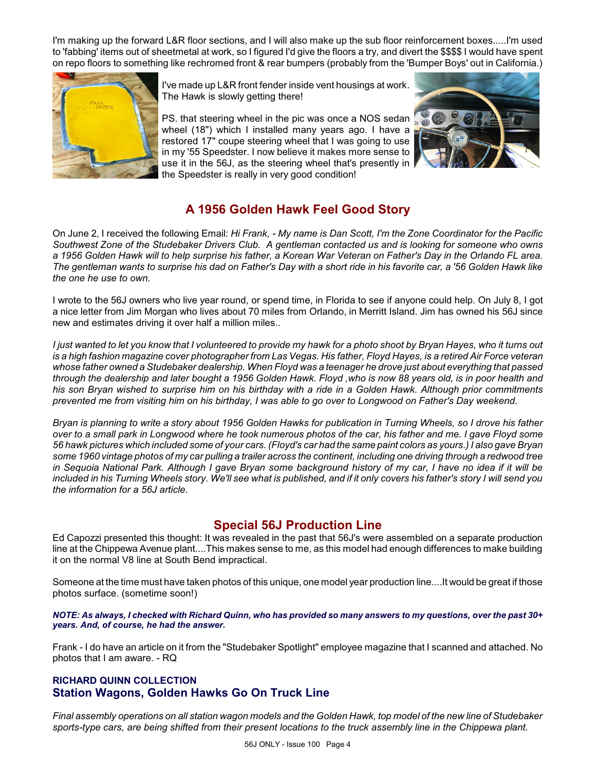I'm making up the forward L&R floor sections, and I will also make up the sub floor reinforcement boxes.....I'm used to 'fabbing' items out of sheetmetal at work, so I figured I'd give the floors a try, and divert the $$$$ I would have spent on repo floors to something like rechromed front & rear bumpers (probably from the 'Bumper Boys' out in California.)

I've made up L&R front fender inside vent housings at work. The Hawk is slowly getting there!

PS. that steering wheel in the pic was once a NOS sedan wheel (18") which I installed many years ago. I have a restored 17" coupe steering wheel that I was going to use in my '55 Speedster. I now believe it makes more sense to use it in the 56J, as the steering wheel that's presently in the Speedster is really in very good condition!

## A 1956 Golden Hawk Feel Good Story

On June 2, I received the following Email: *Hi Frank, - My name is Dan Scott, I'm the Zone Coordinator for the Pacific Southwest Zone of the Studebaker Drivers Club. A gentleman contacted us and is looking for someone who owns a 1956 Golden Hawk will to help surprise his father, a Korean War Veteran on Father's Day in the Orlando FL area. The gentleman wants to surprise his dad on Father's Day with a short ride in his favorite car, a '56 Golden Hawk like the one he use to own.*

I wrote to the 56J owners who live year round, or spend time, in Florida to see if anyone could help. On July 8, I got a nice letter from Jim Morgan who lives about 70 miles from Orlando, in Merritt Island. Jim has owned his 56J since new and estimates driving it over half a million miles..

*I just wanted to let you know that I volunteered to provide my hawk for a photo shoot by Bryan Hayes, who it turns out is a high fashion magazine cover photographer from Las Vegas. His father, Floyd Hayes, is a retired Air Force veteran whose father owned a Studebaker dealership. When Floyd was a teenager he drove just about everything that passed through the dealership and later bought a 1956 Golden Hawk. Floyd ,who is now 88 years old, is in poor health and his son Bryan wished to surprise him on his birthday with a ride in a Golden Hawk. Although prior commitments prevented me from visiting him on his birthday, I was able to go over to Longwood on Father's Day weekend.*

*Bryan is planning to write a story about 1956 Golden Hawks for publication in Turning Wheels, so I drove his father over to a small park in Longwood where he took numerous photos of the car, his father and me. I gave Floyd some 56 hawk pictures which included some of your cars. (Floyd's car had the same paint colors as yours.) I also gave Bryan some 1960 vintage photos of my car pulling a trailer across the continent, including one driving through a redwood tree in Sequoia National Park. Although I gave Bryan some background history of my car, I have no idea if it will be included in his Turning Wheels story. We'll see what is published, and if it only covers his father's story I will send you the information for a 56J article.*

## Special 56J Production Line

Ed Capozzi presented this thought: It was revealed in the past that 56J's were assembled on a separate production line at the Chippewa Avenue plant....This makes sense to me, as this model had enough differences to make building it on the normal V8 line at South Bend impractical.

Someone at the time must have taken photos of this unique, one model year production line....It would be great if those photos surface. (sometime soon!)

***NOTE: As always, I checked with Richard Quinn, who has provided so many answers to my questions, over the past 30+ years. And, of course, he had the answer.***

Frank - I do have an article on it from the "Studebaker Spotlight" employee magazine that I scanned and attached. No photos that I am aware. - RQ

**RICHARD QUINN COLLECTION**

### Station Wagons, Golden Hawks Go On Truck Line

*Final assembly operations on all station wagon models and the Golden Hawk, top model of the new line of Studebaker sports-type cars, are being shifted from their present locations to the truck assembly line in the Chippewa plant.*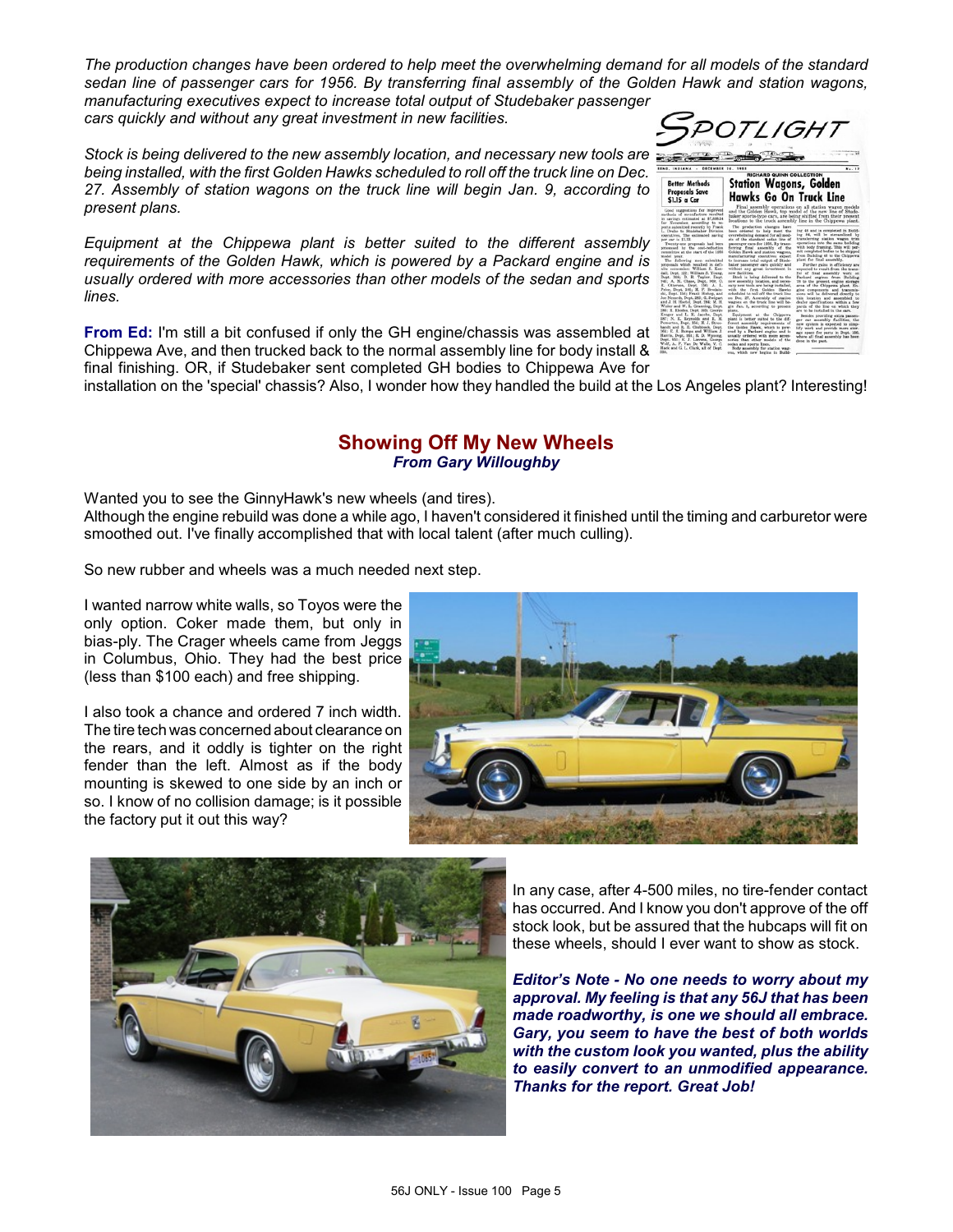*The production changes have been ordered to help meet the overwhelming demand for all models of the standard sedan line of passenger cars for 1956. By transferring final assembly of the Golden Hawk and station wagons, manufacturing executives expect to increase total output of Studebaker passenger cars quickly and without any great investment in new facilities.*

*Stock is being delivered to the new assembly location, and necessary new tools are being installed, with the first Golden Hawks scheduled to roll off the truck line on Dec. 27. Assembly of station wagons on the truck line will begin Jan. 9, according to present plans.*

*Equipment at the Chippewa plant is better suited to the different assembly requirements of the Golden Hawk, which is powered by a Packard engine and is usually ordered with more accessories than other models of the sedan and sports lines.*

**From Ed:** I'm still a bit confused if only the GH engine/chassis was assembled at Chippewa Ave, and then trucked back to the normal assembly line for body install & final finishing. OR, if Studebaker sent completed GH bodies to Chippewa Ave for installation on the 'special' chassis? Also, I wonder how they handled the build at the Los Angeles plant? Interesting!

## Showing Off My New Wheels

***From Gary Willoughby***

Wanted you to see the GinnyHawk's new wheels (and tires).
Although the engine rebuild was done a while ago, I haven't considered it finished until the timing and carburetor were smoothed out. I've finally accomplished that with local talent (after much culling).

So new rubber and wheels was a much needed next step.

I wanted narrow white walls, so Toyos were the only option. Coker made them, but only in bias-ply. The Crager wheels came from Jeggs in Columbus, Ohio. They had the best price (less than $100 each) and free shipping.

I also took a chance and ordered 7 inch width. The tire tech was concerned about clearance on the rears, and it oddly is tighter on the right fender than the left. Almost as if the body mounting is skewed to one side by an inch or so. I know of no collision damage; is it possible the factory put it out this way?

In any case, after 4-500 miles, no tire-fender contact has occurred. And I know you don't approve of the off stock look, but be assured that the hubcaps will fit on these wheels, should I ever want to show as stock.

***Editor's Note - No one needs to worry about my approval. My feeling is that any 56J that has been made roadworthy, is one we should all embrace. Gary, you seem to have the best of both worlds with the custom look you wanted, plus the ability to easily convert to an unmodified appearance. Thanks for the report. Great Job!***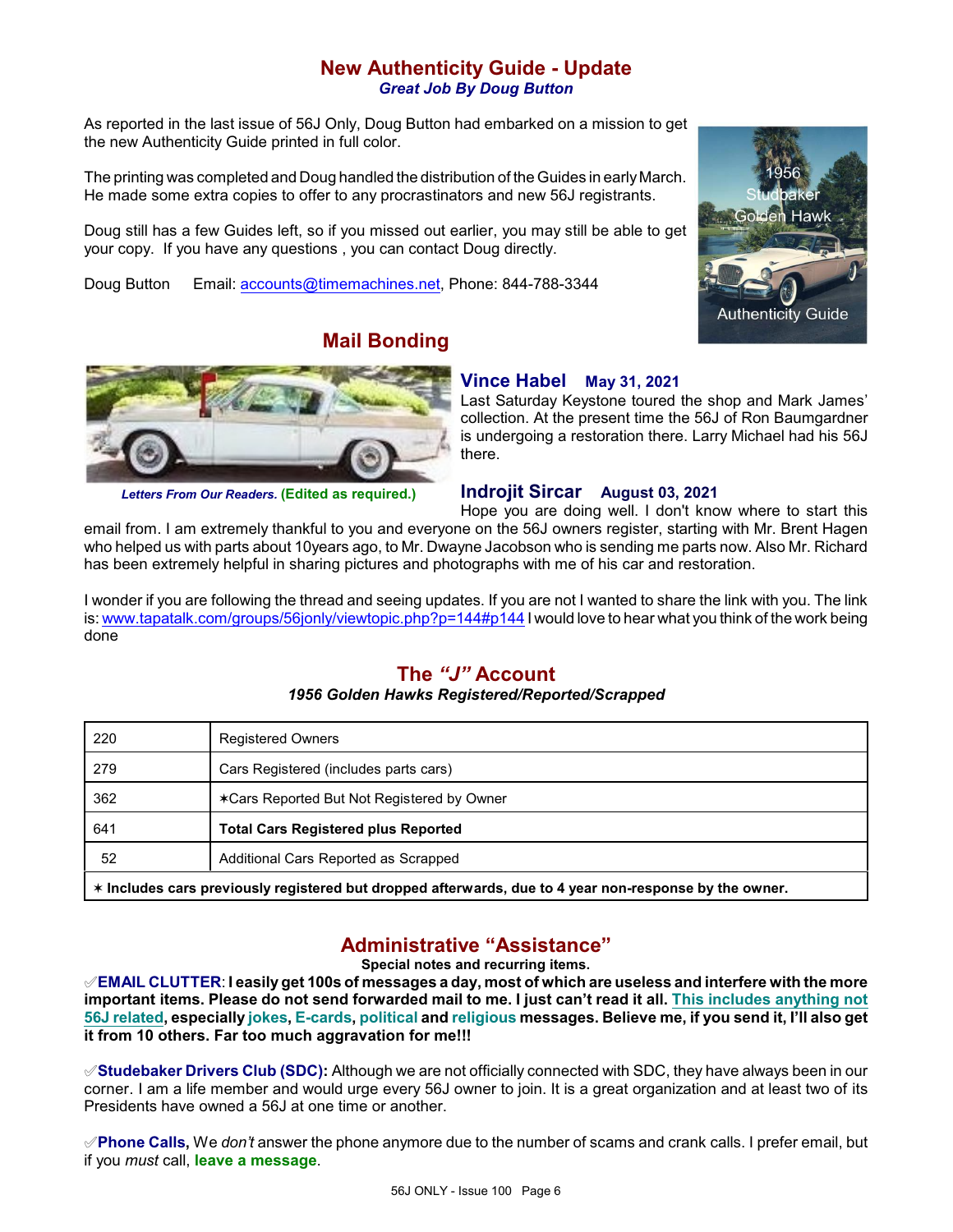## New Authenticity Guide - Update

***Great Job By Doug Button***

As reported in the last issue of 56J Only, Doug Button had embarked on a mission to get the new Authenticity Guide printed in full color.

The printing was completed and Doug handled the distribution of the Guides in early March. He made some extra copies to offer to any procrastinators and new 56J registrants.

Doug still has a few Guides left, so if you missed out earlier, you may still be able to get your copy. If you have any questions , you can contact Doug directly.

Doug Button Email: accounts@timemachines.net, Phone: 844-788-3344

## Mail Bonding

***Letters From Our Readers.*** **(Edited as required.)**

### Vince Habel May 31, 2021

Last Saturday Keystone toured the shop and Mark James' collection. At the present time the 56J of Ron Baumgardner is undergoing a restoration there. Larry Michael had his 56J there.

### Indrojit Sircar August 03, 2021

Hope you are doing well. I don't know where to start this email from. I am extremely thankful to you and everyone on the 56J owners register, starting with Mr. Brent Hagen who helped us with parts about 10years ago, to Mr. Dwayne Jacobson who is sending me parts now. Also Mr. Richard has been extremely helpful in sharing pictures and photographs with me of his car and restoration.

I wonder if you are following the thread and seeing updates. If you are not I wanted to share the link with you. The link is: www.tapatalk.com/groups/56jonly/viewtopic.php?p=144#p144 I would love to hear what you think of the work being done

## The *"J"* Account

***1956 Golden Hawks Registered/Reported/Scrapped***

| | |
|---|---|
| 220 | Registered Owners |
| 279 | Cars Registered (includes parts cars) |
| 362 | ✶Cars Reported But Not Registered by Owner |
| 641 | **Total Cars Registered plus Reported** |
| 52 | Additional Cars Reported as Scrapped |
| **✶ Includes cars previously registered but dropped afterwards, due to 4 year non-response by the owner.** | |

## Administrative "Assistance"

**Special notes and recurring items.**

✐**EMAIL CLUTTER**: **I easily get 100s of messages a day, most of which are useless and interfere with the more important items. Please do not send forwarded mail to me. I just can't read it all. This includes anything not 56J related, especially jokes, E-cards, political and religious messages. Believe me, if you send it, I'll also get it from 10 others. Far too much aggravation for me!!!**

✐**Studebaker Drivers Club (SDC):** Although we are not officially connected with SDC, they have always been in our corner. I am a life member and would urge every 56J owner to join. It is a great organization and at least two of its Presidents have owned a 56J at one time or another.

✐**Phone Calls,** We *don't* answer the phone anymore due to the number of scams and crank calls. I prefer email, but if you *must* call, **leave a message**.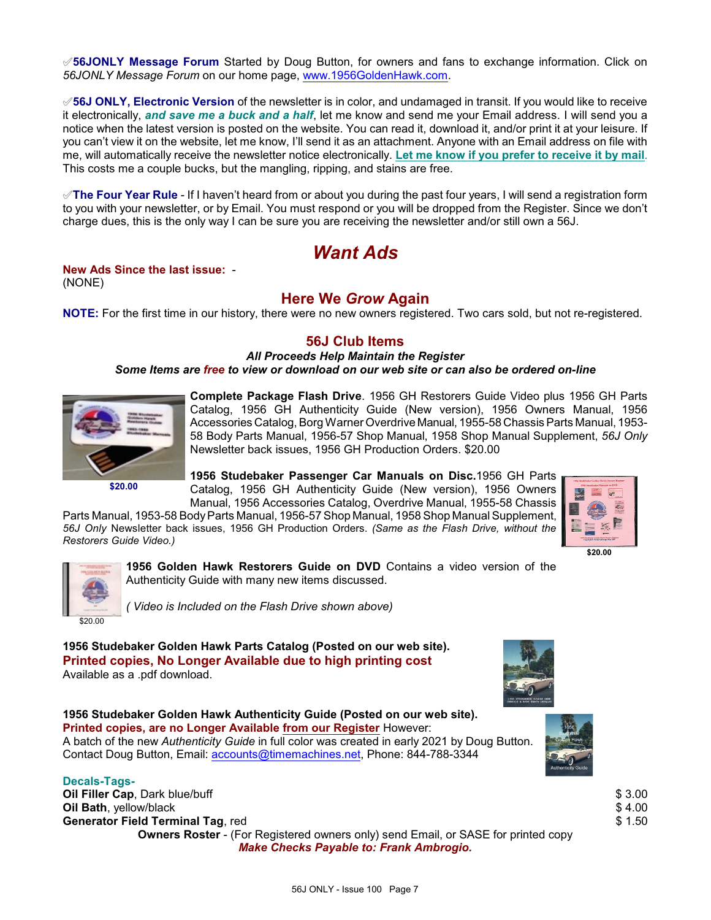✅**56JONLY Message Forum** Started by Doug Button, for owners and fans to exchange information. Click on *56JONLY Message Forum* on our home page, www.1956GoldenHawk.com.

✅**56J ONLY, Electronic Version** of the newsletter is in color, and undamaged in transit. If you would like to receive it electronically, ***and save me a buck and a half***, let me know and send me your Email address. I will send you a notice when the latest version is posted on the website. You can read it, download it, and/or print it at your leisure. If you can't view it on the website, let me know, I'll send it as an attachment. Anyone with an Email address on file with me, will automatically receive the newsletter notice electronically. **Let me know if you prefer to receive it by mail**. This costs me a couple bucks, but the mangling, ripping, and stains are free.

✅**The Four Year Rule** - If I haven't heard from or about you during the past four years, I will send a registration form to you with your newsletter, or by Email. You must respond or you will be dropped from the Register. Since we don't charge dues, this is the only way I can be sure you are receiving the newsletter and/or still own a 56J.

# *Want Ads*

**New Ads Since the last issue:** -
(NONE)

## Here We *Grow* Again

**NOTE:** For the first time in our history, there were no new owners registered. Two cars sold, but not re-registered.

## 56J Club Items

***All Proceeds Help Maintain the Register***

***Some Items are free to view or download on our web site or can also be ordered on-line***

**Complete Package Flash Drive**. 1956 GH Restorers Guide Video plus 1956 GH Parts Catalog, 1956 GH Authenticity Guide (New version), 1956 Owners Manual, 1956 Accessories Catalog, Borg Warner Overdrive Manual, 1955-58 Chassis Parts Manual, 1953-58 Body Parts Manual, 1956-57 Shop Manual, 1958 Shop Manual Supplement, *56J Only* Newsletter back issues, 1956 GH Production Orders. $20.00

**$20.00**

**1956 Studebaker Passenger Car Manuals on Disc.** 1956 GH Parts Catalog, 1956 GH Authenticity Guide (New version), 1956 Owners Manual, 1956 Accessories Catalog, Overdrive Manual, 1955-58 Chassis Parts Manual, 1953-58 Body Parts Manual, 1956-57 Shop Manual, 1958 Shop Manual Supplement, *56J Only* Newsletter back issues, 1956 GH Production Orders. *(Same as the Flash Drive, without the Restorers Guide Video.)*

**$20.00**

**1956 Golden Hawk Restorers Guide on DVD** Contains a video version of the Authenticity Guide with many new items discussed.

*( Video is Included on the Flash Drive shown above)*

$20.00

**1956 Studebaker Golden Hawk Parts Catalog (Posted on our web site).**
**Printed copies, No Longer Available due to high printing cost**
Available as a .pdf download.

**1956 Studebaker Golden Hawk Authenticity Guide (Posted on our web site).**
**Printed copies, are no Longer Available from our Register** However:
A batch of the new *Authenticity Guide* in full color was created in early 2021 by Doug Button.
Contact Doug Button, Email: accounts@timemachines.net, Phone: 844-788-3344

**Decals-Tags-**

| | |
|---|---|
| **Oil Filler Cap**, Dark blue/buff | $ 3.00 |
| **Oil Bath**, yellow/black | $ 4.00 |
| **Generator Field Terminal Tag**, red | $ 1.50 |

**Owners Roster** - (For Registered owners only) send Email, or SASE for printed copy

***Make Checks Payable to: Frank Ambrogio.***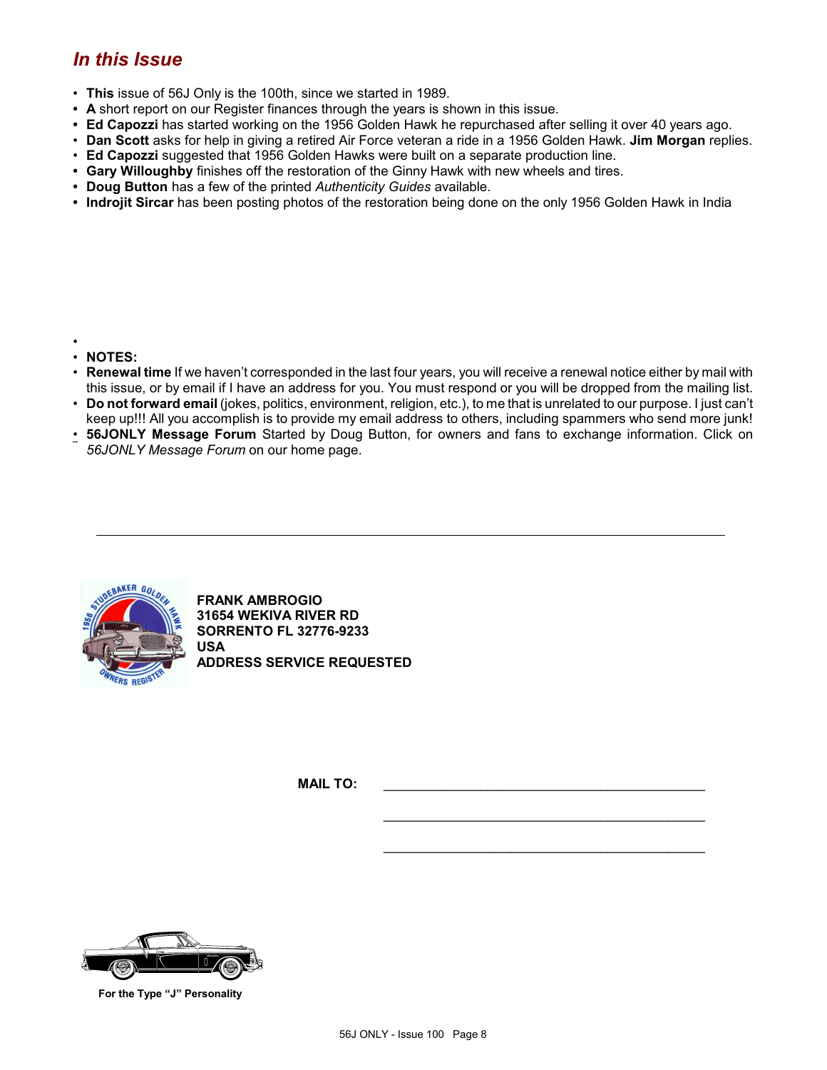## *In this Issue*

- **This** issue of 56J Only is the 100th, since we started in 1989.
- **A** short report on our Register finances through the years is shown in this issue.
- **Ed Capozzi** has started working on the 1956 Golden Hawk he repurchased after selling it over 40 years ago.
- **Dan Scott** asks for help in giving a retired Air Force veteran a ride in a 1956 Golden Hawk. **Jim Morgan** replies.
- **Ed Capozzi** suggested that 1956 Golden Hawks were built on a separate production line.
- **Gary Willoughby** finishes off the restoration of the Ginny Hawk with new wheels and tires.
- **Doug Button** has a few of the printed *Authenticity Guides* available.
- **Indrojit Sircar** has been posting photos of the restoration being done on the only 1956 Golden Hawk in India

- **NOTES:**
- **Renewal time** If we haven't corresponded in the last four years, you will receive a renewal notice either by mail with this issue, or by email if I have an address for you. You must respond or you will be dropped from the mailing list.
- **Do not forward email** (jokes, politics, environment, religion, etc.), to me that is unrelated to our purpose. I just can't keep up!!! All you accomplish is to provide my email address to others, including spammers who send more junk!
- **56JONLY Message Forum** Started by Doug Button, for owners and fans to exchange information. Click on *56JONLY Message Forum* on our home page.

---

1956 STUDEBAKER GOLDEN HAWK OWNERS REGISTER

**FRANK AMBROGIO**
**31654 WEKIVA RIVER RD**
**SORRENTO FL 32776-9233**
**USA**
**ADDRESS SERVICE REQUESTED**

**MAIL TO:** ______________________________________________

______________________________________________

______________________________________________

**For the Type "J" Personality**